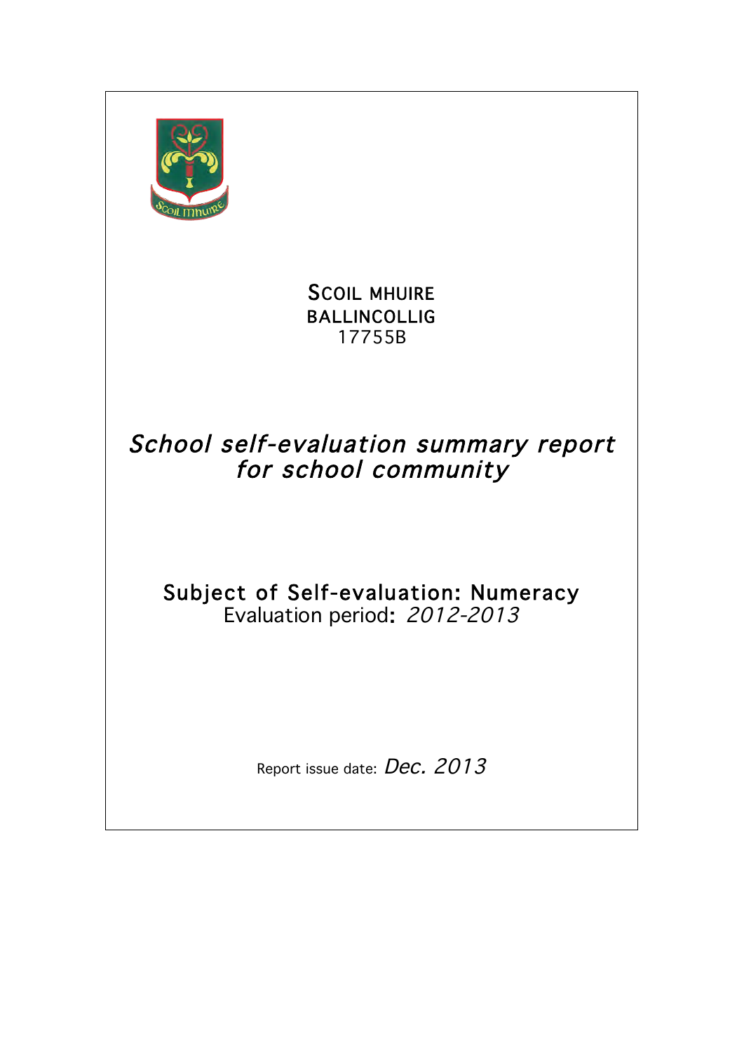# SCOIL MHUIRE
## BALLINCOLLIG
17755B

# *School self-evaluation summary report for school community*

## Subject of Self-evaluation: Numeracy
Evaluation period**:** *2012-2013*

Report issue date: *Dec. 2013*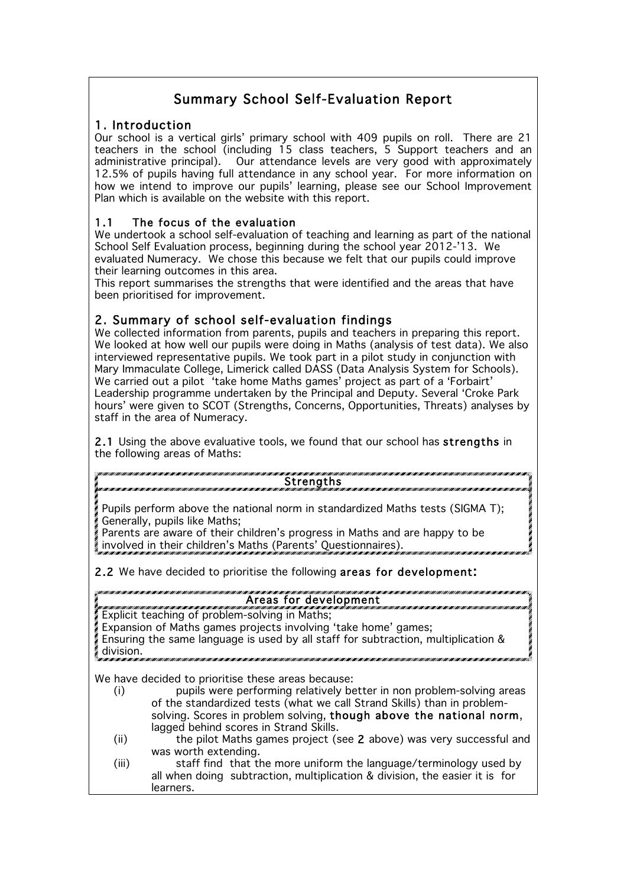# Summary School Self-Evaluation Report

## 1. Introduction

Our school is a vertical girls' primary school with 409 pupils on roll. There are 21 teachers in the school (including 15 class teachers, 5 Support teachers and an administrative principal). Our attendance levels are very good with approximately 12.5% of pupils having full attendance in any school year. For more information on how we intend to improve our pupils' learning, please see our School Improvement Plan which is available on the website with this report.

### 1.1 The focus of the evaluation

We undertook a school self-evaluation of teaching and learning as part of the national School Self Evaluation process, beginning during the school year 2012-'13. We evaluated Numeracy. We chose this because we felt that our pupils could improve their learning outcomes in this area.

This report summarises the strengths that were identified and the areas that have been prioritised for improvement.

## 2. Summary of school self-evaluation findings

We collected information from parents, pupils and teachers in preparing this report. We looked at how well our pupils were doing in Maths (analysis of test data). We also interviewed representative pupils. We took part in a pilot study in conjunction with Mary Immaculate College, Limerick called DASS (Data Analysis System for Schools). We carried out a pilot 'take home Maths games' project as part of a 'Forbairt' Leadership programme undertaken by the Principal and Deputy. Several 'Croke Park hours' were given to SCOT (Strengths, Concerns, Opportunities, Threats) analyses by staff in the area of Numeracy.

**2.1** Using the above evaluative tools, we found that our school has **strengths** in the following areas of Maths:

**Strengths**

Pupils perform above the national norm in standardized Maths tests (SIGMA T);
Generally, pupils like Maths;
Parents are aware of their children's progress in Maths and are happy to be involved in their children's Maths (Parents' Questionnaires).

**2.2** We have decided to prioritise the following **areas for development:**

**Areas for development**

Explicit teaching of problem-solving in Maths;
Expansion of Maths games projects involving 'take home' games;
Ensuring the same language is used by all staff for subtraction, multiplication & division.

We have decided to prioritise these areas because:

(i) pupils were performing relatively better in non problem-solving areas of the standardized tests (what we call Strand Skills) than in problem-solving. Scores in problem solving, **though above the national norm**, lagged behind scores in Strand Skills.

(ii) the pilot Maths games project (see **2** above) was very successful and was worth extending.

(iii) staff find that the more uniform the language/terminology used by all when doing subtraction, multiplication & division, the easier it is for learners.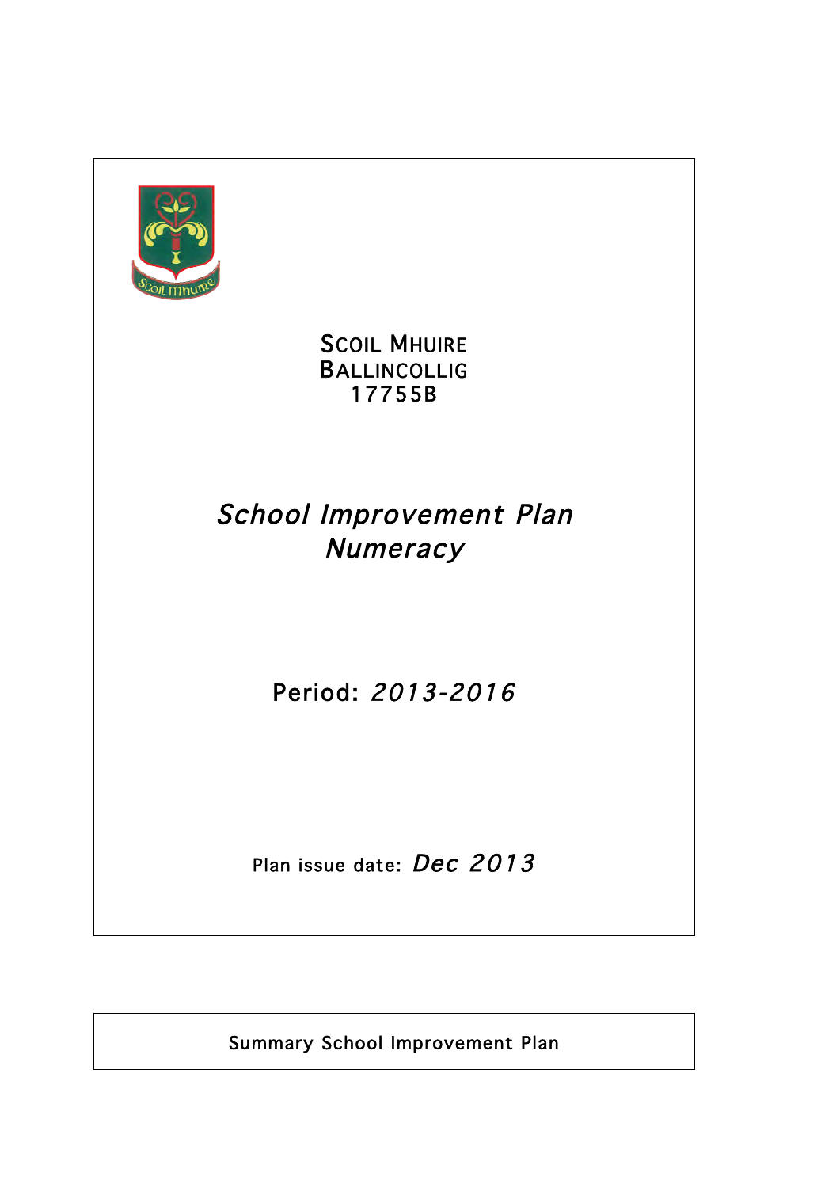SCOIL MHUIRE
BALLINCOLLIG
17755B

# *School Improvement Plan*
# *Numeracy*

Period: *2013-2016*

Plan issue date: *Dec 2013*

Summary School Improvement Plan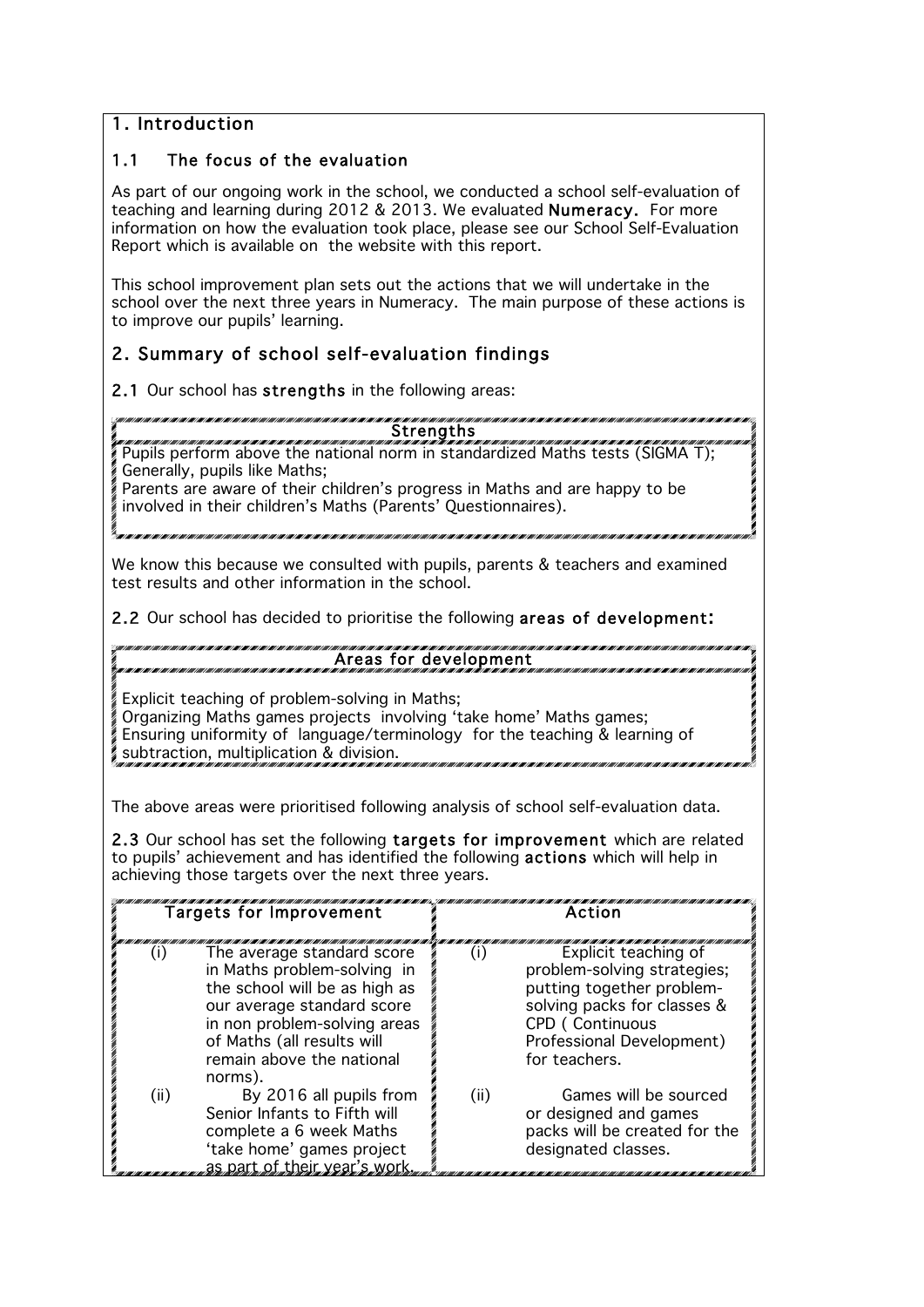# 1. Introduction

## 1.1 The focus of the evaluation

As part of our ongoing work in the school, we conducted a school self-evaluation of teaching and learning during 2012 & 2013. We evaluated **Numeracy.** For more information on how the evaluation took place, please see our School Self-Evaluation Report which is available on the website with this report.

This school improvement plan sets out the actions that we will undertake in the school over the next three years in Numeracy. The main purpose of these actions is to improve our pupils' learning.

# 2. Summary of school self-evaluation findings

**2.1** Our school has **strengths** in the following areas:

| Strengths |
|---|
| Pupils perform above the national norm in standardized Maths tests (SIGMA T);<br>Generally, pupils like Maths;<br>Parents are aware of their children's progress in Maths and are happy to be involved in their children's Maths (Parents' Questionnaires). |

We know this because we consulted with pupils, parents & teachers and examined test results and other information in the school.

**2.2** Our school has decided to prioritise the following **areas of development:**

| Areas for development |
|---|
| Explicit teaching of problem-solving in Maths;<br>Organizing Maths games projects involving 'take home' Maths games;<br>Ensuring uniformity of language/terminology for the teaching & learning of subtraction, multiplication & division. |

The above areas were prioritised following analysis of school self-evaluation data.

**2.3** Our school has set the following **targets for improvement** which are related to pupils' achievement and has identified the following **actions** which will help in achieving those targets over the next three years.

| Targets for Improvement | | Action | |
|---|---|---|---|
| (i) | The average standard score in Maths problem-solving in the school will be as high as our average standard score in non problem-solving areas of Maths (all results will remain above the national norms). | (i) | Explicit teaching of problem-solving strategies; putting together problem-solving packs for classes & CPD ( Continuous Professional Development) for teachers. |
| (ii) | By 2016 all pupils from Senior Infants to Fifth will complete a 6 week Maths 'take home' games project as part of their year's work. | (ii) | Games will be sourced or designed and games packs will be created for the designated classes. |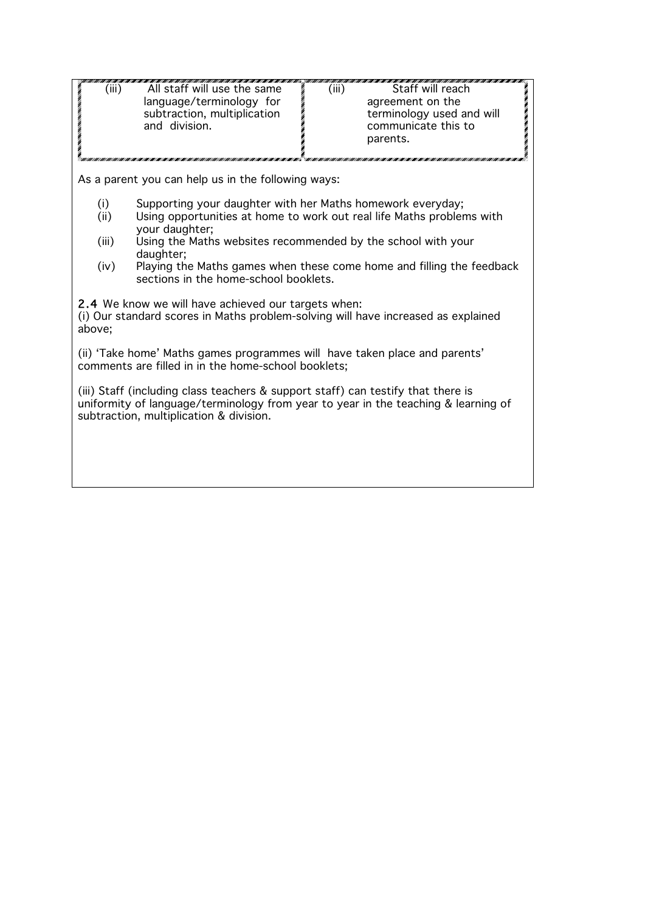| | |
|---|---|
| (iii) All staff will use the same language/terminology for subtraction, multiplication and division. | (iii) Staff will reach agreement on the terminology used and will communicate this to parents. |

As a parent you can help us in the following ways:

- (i) Supporting your daughter with her Maths homework everyday;
- (ii) Using opportunities at home to work out real life Maths problems with your daughter;
- (iii) Using the Maths websites recommended by the school with your daughter;
- (iv) Playing the Maths games when these come home and filling the feedback sections in the home-school booklets.

**2.4** We know we will have achieved our targets when:

(i) Our standard scores in Maths problem-solving will have increased as explained above;

(ii) 'Take home' Maths games programmes will have taken place and parents' comments are filled in in the home-school booklets;

(iii) Staff (including class teachers & support staff) can testify that there is uniformity of language/terminology from year to year in the teaching & learning of subtraction, multiplication & division.